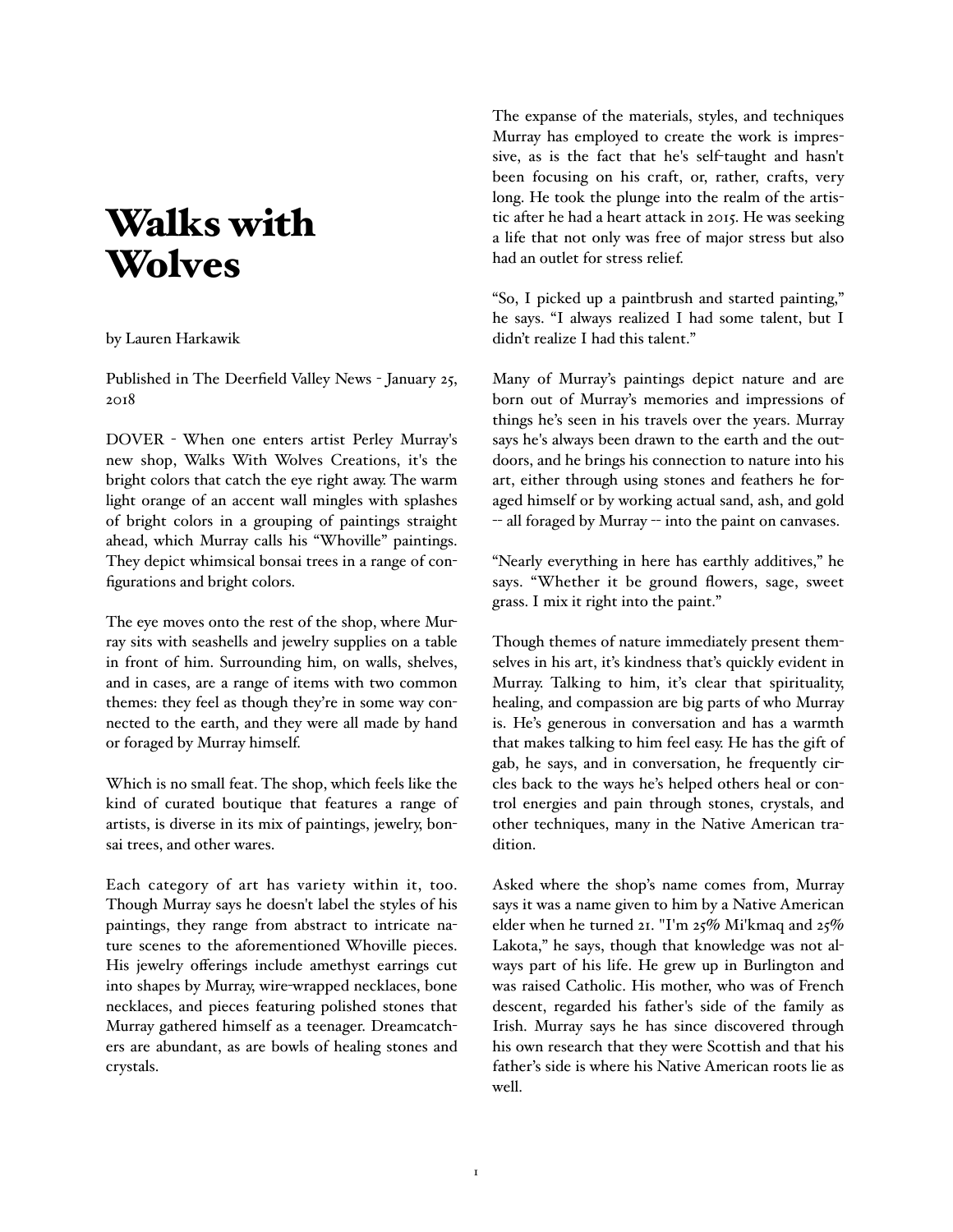# Walks with Wolves

by Lauren Harkawik

Published in The Deerfield Valley News - January 25, 2018

DOVER - When one enters artist Perley Murray's new shop, Walks With Wolves Creations, it's the bright colors that catch the eye right away. The warm light orange of an accent wall mingles with splashes of bright colors in a grouping of paintings straight ahead, which Murray calls his "Whoville" paintings. They depict whimsical bonsai trees in a range of configurations and bright colors.

The eye moves onto the rest of the shop, where Murray sits with seashells and jewelry supplies on a table in front of him. Surrounding him, on walls, shelves, and in cases, are a range of items with two common themes: they feel as though they're in some way connected to the earth, and they were all made by hand or foraged by Murray himself.

Which is no small feat. The shop, which feels like the kind of curated boutique that features a range of artists, is diverse in its mix of paintings, jewelry, bonsai trees, and other wares.

Each category of art has variety within it, too. Though Murray says he doesn't label the styles of his paintings, they range from abstract to intricate nature scenes to the aforementioned Whoville pieces. His jewelry offerings include amethyst earrings cut into shapes by Murray, wire-wrapped necklaces, bone necklaces, and pieces featuring polished stones that Murray gathered himself as a teenager. Dreamcatchers are abundant, as are bowls of healing stones and crystals.

The expanse of the materials, styles, and techniques Murray has employed to create the work is impressive, as is the fact that he's self-taught and hasn't been focusing on his craft, or, rather, crafts, very long. He took the plunge into the realm of the artistic after he had a heart attack in 2015. He was seeking a life that not only was free of major stress but also had an outlet for stress relief.

"So, I picked up a paintbrush and started painting," he says. "I always realized I had some talent, but I didn't realize I had this talent."

Many of Murray's paintings depict nature and are born out of Murray's memories and impressions of things he's seen in his travels over the years. Murray says he's always been drawn to the earth and the outdoors, and he brings his connection to nature into his art, either through using stones and feathers he foraged himself or by working actual sand, ash, and gold -- all foraged by Murray -- into the paint on canvases.

"Nearly everything in here has earthly additives," he says. "Whether it be ground flowers, sage, sweet grass. I mix it right into the paint."

Though themes of nature immediately present themselves in his art, it's kindness that's quickly evident in Murray. Talking to him, it's clear that spirituality, healing, and compassion are big parts of who Murray is. He's generous in conversation and has a warmth that makes talking to him feel easy. He has the gift of gab, he says, and in conversation, he frequently circles back to the ways he's helped others heal or control energies and pain through stones, crystals, and other techniques, many in the Native American tradition.

Asked where the shop's name comes from, Murray says it was a name given to him by a Native American elder when he turned 21. "I'm 25% Mi'kmaq and 25% Lakota," he says, though that knowledge was not always part of his life. He grew up in Burlington and was raised Catholic. His mother, who was of French descent, regarded his father's side of the family as Irish. Murray says he has since discovered through his own research that they were Scottish and that his father's side is where his Native American roots lie as well.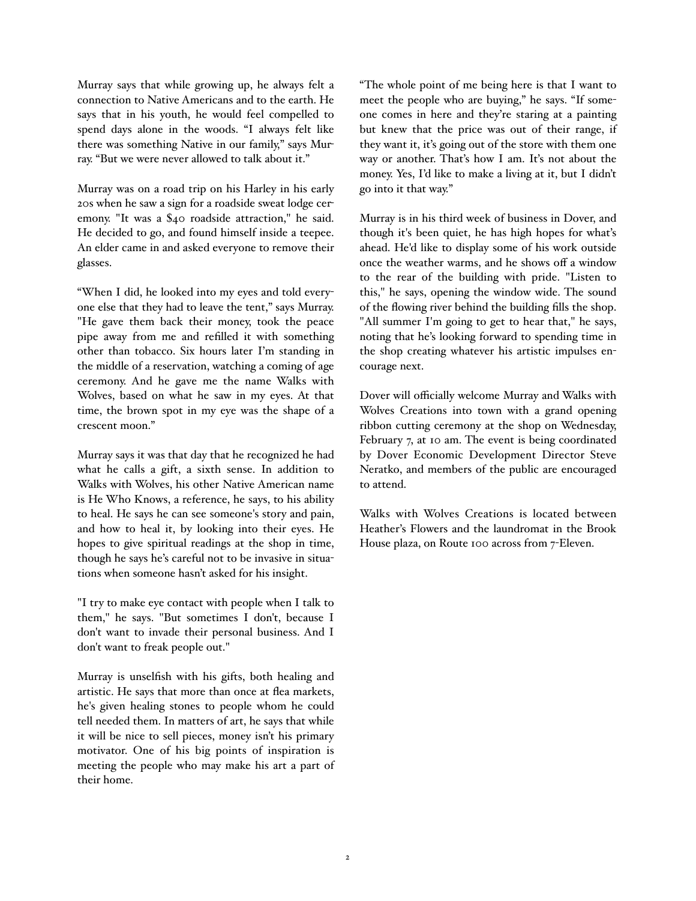Murray says that while growing up, he always felt a connection to Native Americans and to the earth. He says that in his youth, he would feel compelled to spend days alone in the woods. "I always felt like there was something Native in our family," says Murray. "But we were never allowed to talk about it."

Murray was on a road trip on his Harley in his early 20s when he saw a sign for a roadside sweat lodge ceremony. "It was a $40 roadside attraction," he said. He decided to go, and found himself inside a teepee. An elder came in and asked everyone to remove their glasses.

"When I did, he looked into my eyes and told everyone else that they had to leave the tent," says Murray. "He gave them back their money, took the peace pipe away from me and refilled it with something other than tobacco. Six hours later I'm standing in the middle of a reservation, watching a coming of age ceremony. And he gave me the name Walks with Wolves, based on what he saw in my eyes. At that time, the brown spot in my eye was the shape of a crescent moon."

Murray says it was that day that he recognized he had what he calls a gift, a sixth sense. In addition to Walks with Wolves, his other Native American name is He Who Knows, a reference, he says, to his ability to heal. He says he can see someone's story and pain, and how to heal it, by looking into their eyes. He hopes to give spiritual readings at the shop in time, though he says he's careful not to be invasive in situations when someone hasn't asked for his insight.

"I try to make eye contact with people when I talk to them," he says. "But sometimes I don't, because I don't want to invade their personal business. And I don't want to freak people out."

Murray is unselfish with his gifts, both healing and artistic. He says that more than once at flea markets, he's given healing stones to people whom he could tell needed them. In matters of art, he says that while it will be nice to sell pieces, money isn't his primary motivator. One of his big points of inspiration is meeting the people who may make his art a part of their home.

"The whole point of me being here is that I want to meet the people who are buying," he says. "If someone comes in here and they're staring at a painting but knew that the price was out of their range, if they want it, it's going out of the store with them one way or another. That's how I am. It's not about the money. Yes, I'd like to make a living at it, but I didn't go into it that way."

Murray is in his third week of business in Dover, and though it's been quiet, he has high hopes for what's ahead. He'd like to display some of his work outside once the weather warms, and he shows off a window to the rear of the building with pride. "Listen to this," he says, opening the window wide. The sound of the flowing river behind the building fills the shop. "All summer I'm going to get to hear that," he says, noting that he's looking forward to spending time in the shop creating whatever his artistic impulses encourage next.

Dover will officially welcome Murray and Walks with Wolves Creations into town with a grand opening ribbon cutting ceremony at the shop on Wednesday, February 7, at 10 am. The event is being coordinated by Dover Economic Development Director Steve Neratko, and members of the public are encouraged to attend.

Walks with Wolves Creations is located between Heather's Flowers and the laundromat in the Brook House plaza, on Route 100 across from 7-Eleven.